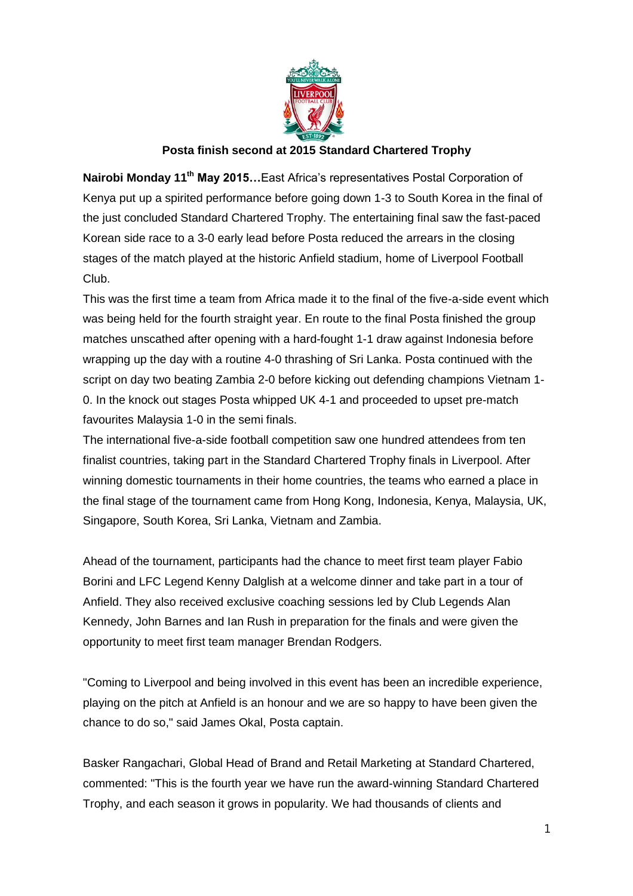**Posta finish second at 2015 Standard Chartered Trophy**

**Nairobi Monday 11th May 2015…**East Africa's representatives Postal Corporation of Kenya put up a spirited performance before going down 1-3 to South Korea in the final of the just concluded Standard Chartered Trophy. The entertaining final saw the fast-paced Korean side race to a 3-0 early lead before Posta reduced the arrears in the closing stages of the match played at the historic Anfield stadium, home of Liverpool Football Club.

This was the first time a team from Africa made it to the final of the five-a-side event which was being held for the fourth straight year. En route to the final Posta finished the group matches unscathed after opening with a hard-fought 1-1 draw against Indonesia before wrapping up the day with a routine 4-0 thrashing of Sri Lanka. Posta continued with the script on day two beating Zambia 2-0 before kicking out defending champions Vietnam 1-0. In the knock out stages Posta whipped UK 4-1 and proceeded to upset pre-match favourites Malaysia 1-0 in the semi finals.

The international five-a-side football competition saw one hundred attendees from ten finalist countries, taking part in the Standard Chartered Trophy finals in Liverpool. After winning domestic tournaments in their home countries, the teams who earned a place in the final stage of the tournament came from Hong Kong, Indonesia, Kenya, Malaysia, UK, Singapore, South Korea, Sri Lanka, Vietnam and Zambia.

Ahead of the tournament, participants had the chance to meet first team player Fabio Borini and LFC Legend Kenny Dalglish at a welcome dinner and take part in a tour of Anfield. They also received exclusive coaching sessions led by Club Legends Alan Kennedy, John Barnes and Ian Rush in preparation for the finals and were given the opportunity to meet first team manager Brendan Rodgers.

"Coming to Liverpool and being involved in this event has been an incredible experience, playing on the pitch at Anfield is an honour and we are so happy to have been given the chance to do so," said James Okal, Posta captain.

Basker Rangachari, Global Head of Brand and Retail Marketing at Standard Chartered, commented: "This is the fourth year we have run the award-winning Standard Chartered Trophy, and each season it grows in popularity. We had thousands of clients and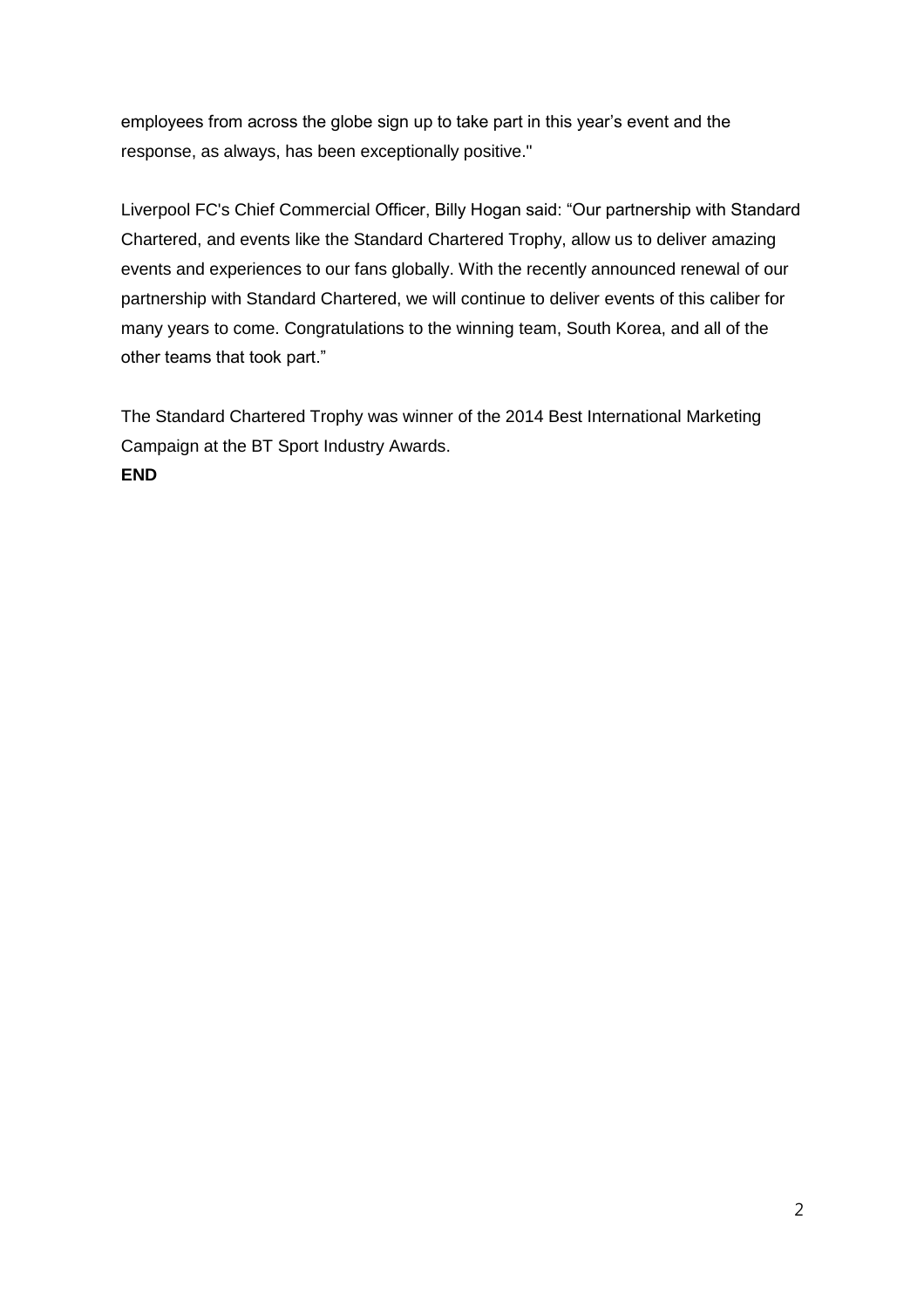employees from across the globe sign up to take part in this year's event and the response, as always, has been exceptionally positive."

Liverpool FC's Chief Commercial Officer, Billy Hogan said: "Our partnership with Standard Chartered, and events like the Standard Chartered Trophy, allow us to deliver amazing events and experiences to our fans globally. With the recently announced renewal of our partnership with Standard Chartered, we will continue to deliver events of this caliber for many years to come. Congratulations to the winning team, South Korea, and all of the other teams that took part."

The Standard Chartered Trophy was winner of the 2014 Best International Marketing Campaign at the BT Sport Industry Awards.

**END**